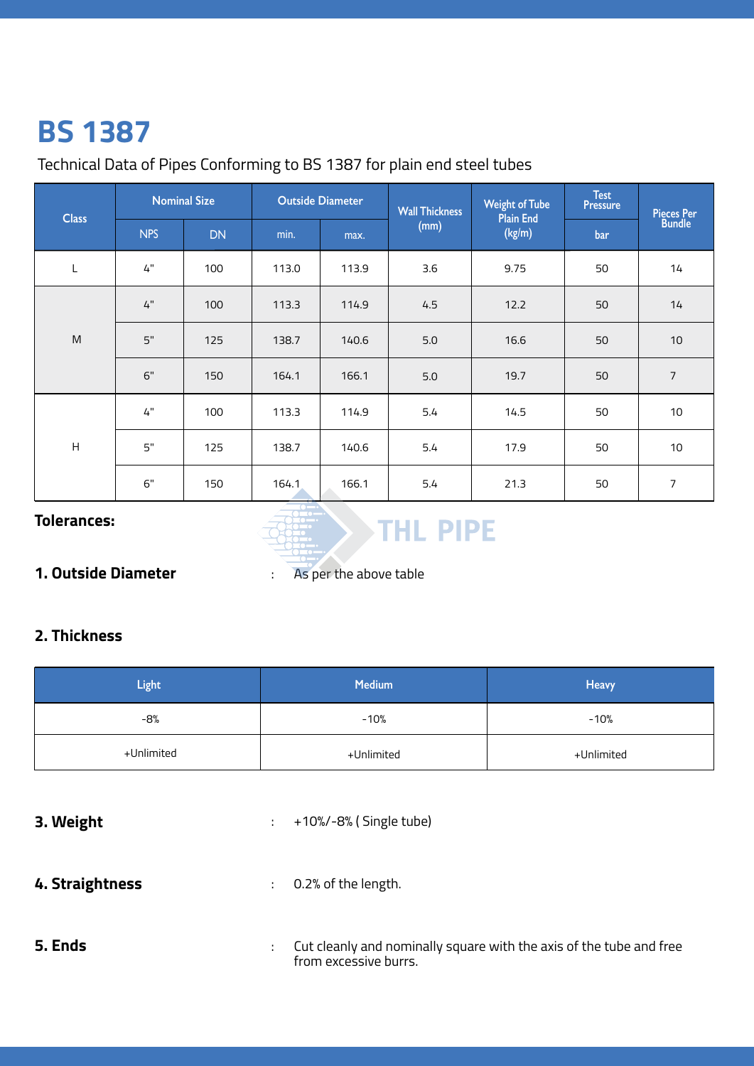# BS 1387

Technical Data of Pipes Conforming to BS 1387 for plain end steel tubes

| Class | Nominal Size | | Outside Diameter | | Wall Thickness (mm) | Weight of Tube Plain End (kg/m) | Test Pressure | Pieces Per Bundle |
|---|---|---|---|---|---|---|---|---|
| | NPS | DN | min. | max. | | | bar | |
| L | 4" | 100 | 113.0 | 113.9 | 3.6 | 9.75 | 50 | 14 |
| M | 4" | 100 | 113.3 | 114.9 | 4.5 | 12.2 | 50 | 14 |
| | 5" | 125 | 138.7 | 140.6 | 5.0 | 16.6 | 50 | 10 |
| | 6" | 150 | 164.1 | 166.1 | 5.0 | 19.7 | 50 | 7 |
| H | 4" | 100 | 113.3 | 114.9 | 5.4 | 14.5 | 50 | 10 |
| | 5" | 125 | 138.7 | 140.6 | 5.4 | 17.9 | 50 | 10 |
| | 6" | 150 | 164.1 | 166.1 | 5.4 | 21.3 | 50 | 7 |

**Tolerances:**

**1. Outside Diameter** : As per the above table

**2. Thickness**

| Light | Medium | Heavy |
|---|---|---|
| -8% | -10% | -10% |
| +Unlimited | +Unlimited | +Unlimited |

**3. Weight** : +10%/-8% ( Single tube)

**4. Straightness** : 0.2% of the length.

**5. Ends** : Cut cleanly and nominally square with the axis of the tube and free from excessive burrs.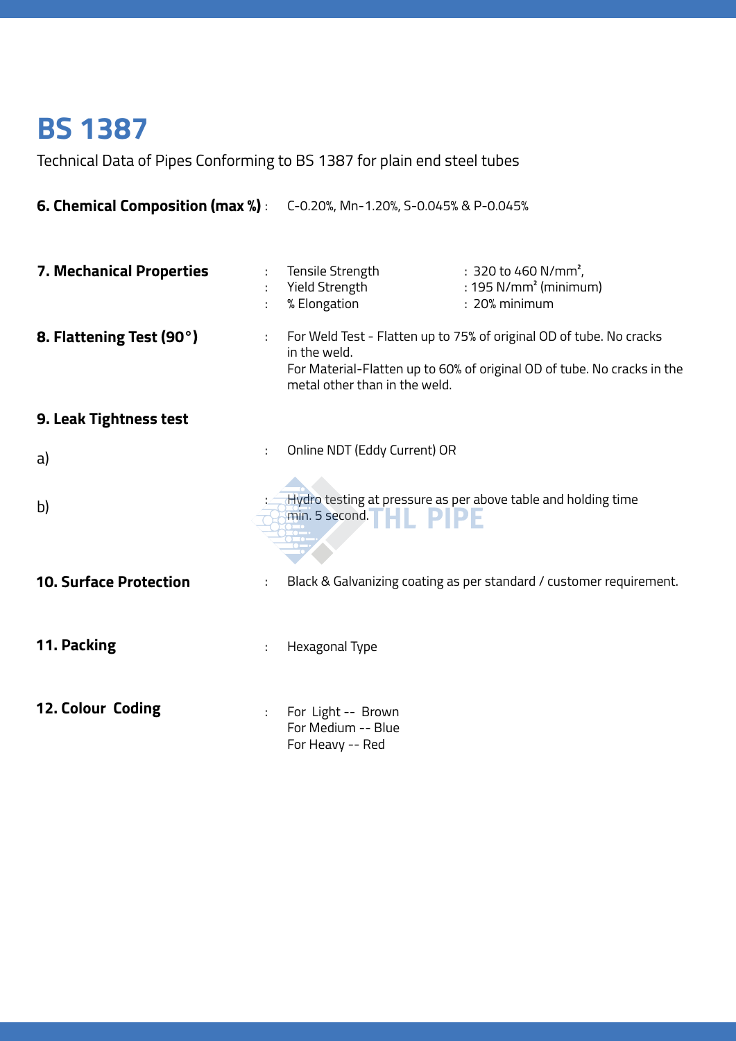# BS 1387

Technical Data of Pipes Conforming to BS 1387 for plain end steel tubes

**6. Chemical Composition (max %)** : C-0.20%, Mn-1.20%, S-0.045% & P-0.045%

**7. Mechanical Properties** :

| | |
|---|---|
| Tensile Strength | : 320 to 460 N/mm², |
| Yield Strength | : 195 N/mm² (minimum) |
| % Elongation | : 20% minimum |

**8. Flattening Test (90°)** : For Weld Test - Flatten up to 75% of original OD of tube. No cracks in the weld.
For Material-Flatten up to 60% of original OD of tube. No cracks in the metal other than in the weld.

**9. Leak Tightness test**

a) : Online NDT (Eddy Current) OR

b) : Hydro testing at pressure as per above table and holding time min. 5 second.

**10. Surface Protection** : Black & Galvanizing coating as per standard / customer requirement.

**11. Packing** : Hexagonal Type

**12. Colour Coding** : For Light -- Brown
For Medium -- Blue
For Heavy -- Red